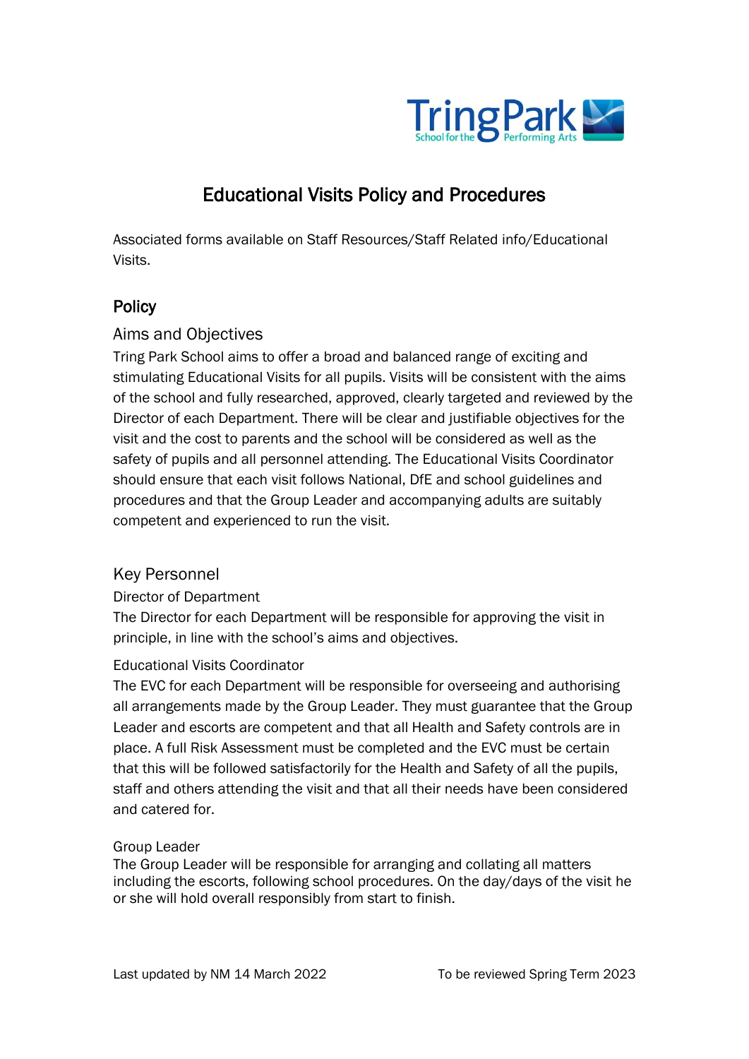# Educational Visits Policy and Procedures

Associated forms available on Staff Resources/Staff Related info/Educational Visits.

## Policy

### Aims and Objectives

Tring Park School aims to offer a broad and balanced range of exciting and stimulating Educational Visits for all pupils. Visits will be consistent with the aims of the school and fully researched, approved, clearly targeted and reviewed by the Director of each Department. There will be clear and justifiable objectives for the visit and the cost to parents and the school will be considered as well as the safety of pupils and all personnel attending. The Educational Visits Coordinator should ensure that each visit follows National, DfE and school guidelines and procedures and that the Group Leader and accompanying adults are suitably competent and experienced to run the visit.

### Key Personnel

#### Director of Department

The Director for each Department will be responsible for approving the visit in principle, in line with the school's aims and objectives.

#### Educational Visits Coordinator

The EVC for each Department will be responsible for overseeing and authorising all arrangements made by the Group Leader. They must guarantee that the Group Leader and escorts are competent and that all Health and Safety controls are in place. A full Risk Assessment must be completed and the EVC must be certain that this will be followed satisfactorily for the Health and Safety of all the pupils, staff and others attending the visit and that all their needs have been considered and catered for.

#### Group Leader

The Group Leader will be responsible for arranging and collating all matters including the escorts, following school procedures. On the day/days of the visit he or she will hold overall responsibly from start to finish.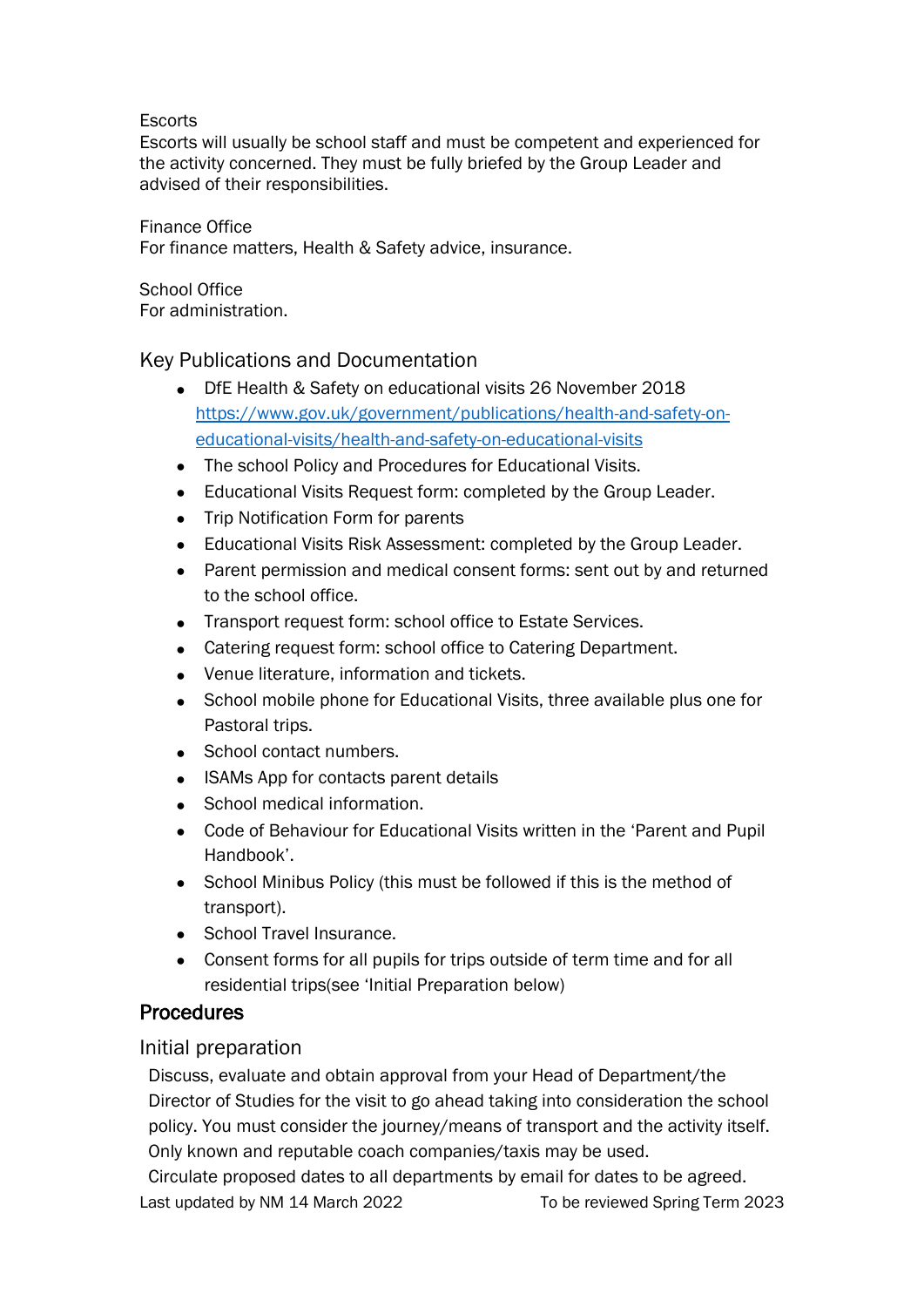Escorts
Escorts will usually be school staff and must be competent and experienced for the activity concerned. They must be fully briefed by the Group Leader and advised of their responsibilities.

Finance Office
For finance matters, Health & Safety advice, insurance.

School Office
For administration.

## Key Publications and Documentation

- DfE Health & Safety on educational visits 26 November 2018 [https://www.gov.uk/government/publications/health-and-safety-on-educational-visits/health-and-safety-on-educational-visits](https://www.gov.uk/government/publications/health-and-safety-on-educational-visits/health-and-safety-on-educational-visits)
- The school Policy and Procedures for Educational Visits.
- Educational Visits Request form: completed by the Group Leader.
- Trip Notification Form for parents
- Educational Visits Risk Assessment: completed by the Group Leader.
- Parent permission and medical consent forms: sent out by and returned to the school office.
- Transport request form: school office to Estate Services.
- Catering request form: school office to Catering Department.
- Venue literature, information and tickets.
- School mobile phone for Educational Visits, three available plus one for Pastoral trips.
- School contact numbers.
- ISAMs App for contacts parent details
- School medical information.
- Code of Behaviour for Educational Visits written in the 'Parent and Pupil Handbook'.
- School Minibus Policy (this must be followed if this is the method of transport).
- School Travel Insurance.
- Consent forms for all pupils for trips outside of term time and for all residential trips(see 'Initial Preparation below)

# Procedures

## Initial preparation

Discuss, evaluate and obtain approval from your Head of Department/the Director of Studies for the visit to go ahead taking into consideration the school policy. You must consider the journey/means of transport and the activity itself. Only known and reputable coach companies/taxis may be used.
Circulate proposed dates to all departments by email for dates to be agreed.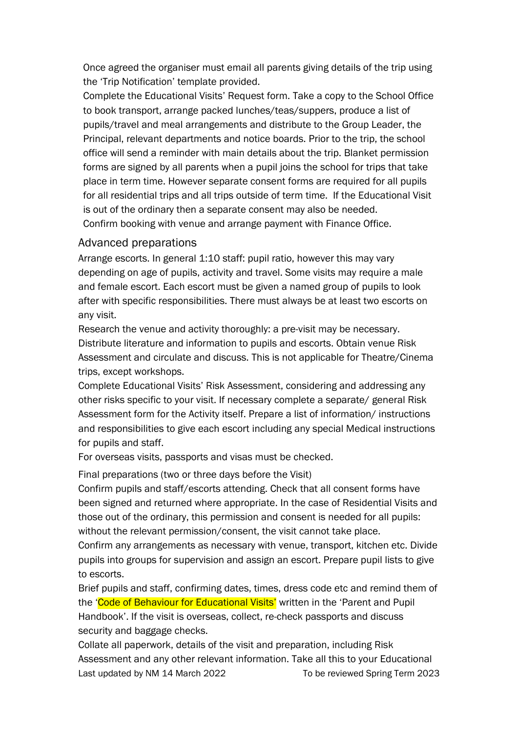Once agreed the organiser must email all parents giving details of the trip using the 'Trip Notification' template provided.

Complete the Educational Visits' Request form. Take a copy to the School Office to book transport, arrange packed lunches/teas/suppers, produce a list of pupils/travel and meal arrangements and distribute to the Group Leader, the Principal, relevant departments and notice boards. Prior to the trip, the school office will send a reminder with main details about the trip. Blanket permission forms are signed by all parents when a pupil joins the school for trips that take place in term time. However separate consent forms are required for all pupils for all residential trips and all trips outside of term time. If the Educational Visit is out of the ordinary then a separate consent may also be needed.

Confirm booking with venue and arrange payment with Finance Office.

## Advanced preparations

Arrange escorts. In general 1:10 staff: pupil ratio, however this may vary depending on age of pupils, activity and travel. Some visits may require a male and female escort. Each escort must be given a named group of pupils to look after with specific responsibilities. There must always be at least two escorts on any visit.

Research the venue and activity thoroughly: a pre-visit may be necessary. Distribute literature and information to pupils and escorts. Obtain venue Risk Assessment and circulate and discuss. This is not applicable for Theatre/Cinema trips, except workshops.

Complete Educational Visits' Risk Assessment, considering and addressing any other risks specific to your visit. If necessary complete a separate/ general Risk Assessment form for the Activity itself. Prepare a list of information/ instructions and responsibilities to give each escort including any special Medical instructions for pupils and staff.

For overseas visits, passports and visas must be checked.

Final preparations (two or three days before the Visit)

Confirm pupils and staff/escorts attending. Check that all consent forms have been signed and returned where appropriate. In the case of Residential Visits and those out of the ordinary, this permission and consent is needed for all pupils: without the relevant permission/consent, the visit cannot take place.

Confirm any arrangements as necessary with venue, transport, kitchen etc. Divide pupils into groups for supervision and assign an escort. Prepare pupil lists to give to escorts.

Brief pupils and staff, confirming dates, times, dress code etc and remind them of the 'Code of Behaviour for Educational Visits' written in the 'Parent and Pupil Handbook'. If the visit is overseas, collect, re-check passports and discuss security and baggage checks.

Collate all paperwork, details of the visit and preparation, including Risk Assessment and any other relevant information. Take all this to your Educational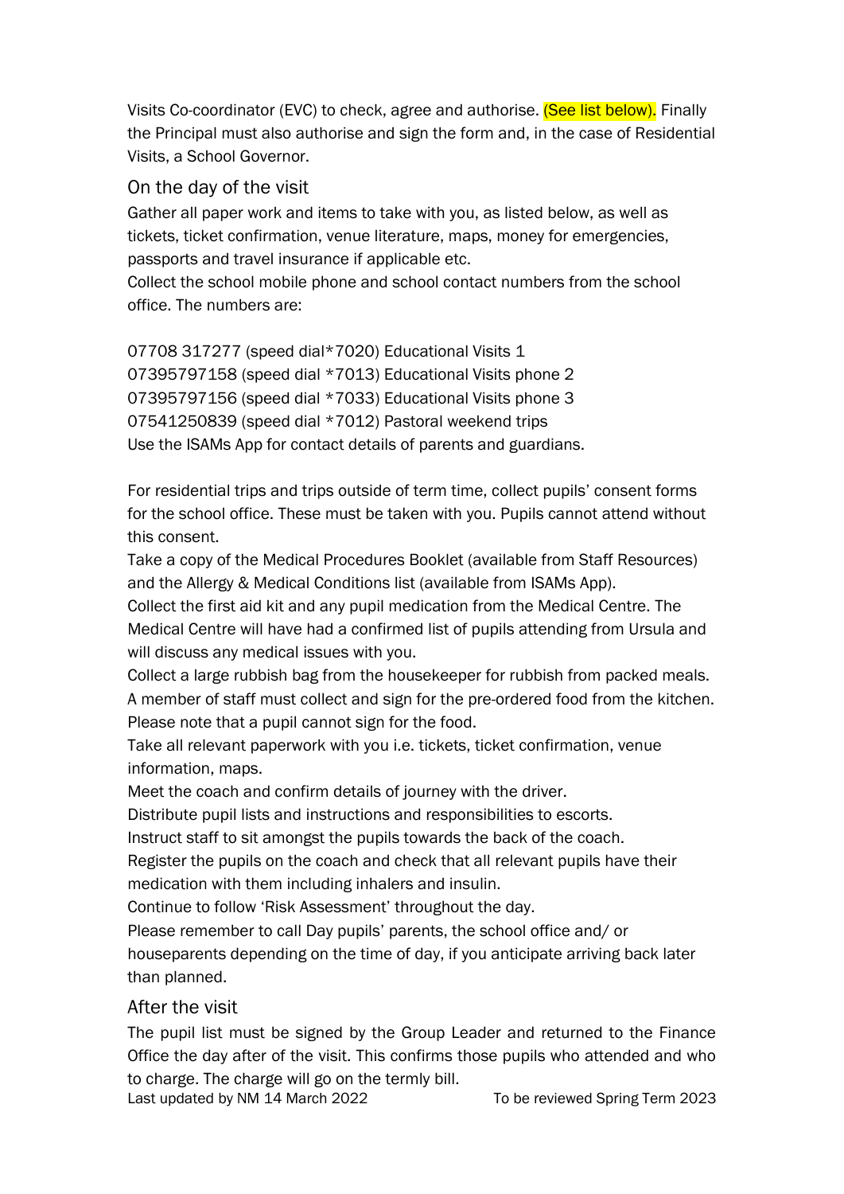Visits Co-coordinator (EVC) to check, agree and authorise. (See list below). Finally the Principal must also authorise and sign the form and, in the case of Residential Visits, a School Governor.

## On the day of the visit

Gather all paper work and items to take with you, as listed below, as well as tickets, ticket confirmation, venue literature, maps, money for emergencies, passports and travel insurance if applicable etc.
Collect the school mobile phone and school contact numbers from the school office. The numbers are:

07708 317277 (speed dial*7020) Educational Visits 1
07395797158 (speed dial *7013) Educational Visits phone 2
07395797156 (speed dial *7033) Educational Visits phone 3
07541250839 (speed dial *7012) Pastoral weekend trips
Use the ISAMs App for contact details of parents and guardians.

For residential trips and trips outside of term time, collect pupils' consent forms for the school office. These must be taken with you. Pupils cannot attend without this consent.
Take a copy of the Medical Procedures Booklet (available from Staff Resources) and the Allergy & Medical Conditions list (available from ISAMs App).
Collect the first aid kit and any pupil medication from the Medical Centre. The Medical Centre will have had a confirmed list of pupils attending from Ursula and will discuss any medical issues with you.
Collect a large rubbish bag from the housekeeper for rubbish from packed meals.
A member of staff must collect and sign for the pre-ordered food from the kitchen. Please note that a pupil cannot sign for the food.
Take all relevant paperwork with you i.e. tickets, ticket confirmation, venue information, maps.
Meet the coach and confirm details of journey with the driver.
Distribute pupil lists and instructions and responsibilities to escorts.
Instruct staff to sit amongst the pupils towards the back of the coach.
Register the pupils on the coach and check that all relevant pupils have their medication with them including inhalers and insulin.
Continue to follow 'Risk Assessment' throughout the day.
Please remember to call Day pupils' parents, the school office and/ or houseparents depending on the time of day, if you anticipate arriving back later than planned.

## After the visit

The pupil list must be signed by the Group Leader and returned to the Finance Office the day after of the visit. This confirms those pupils who attended and who to charge. The charge will go on the termly bill.

Last updated by NM 14 March 2022 To be reviewed Spring Term 2023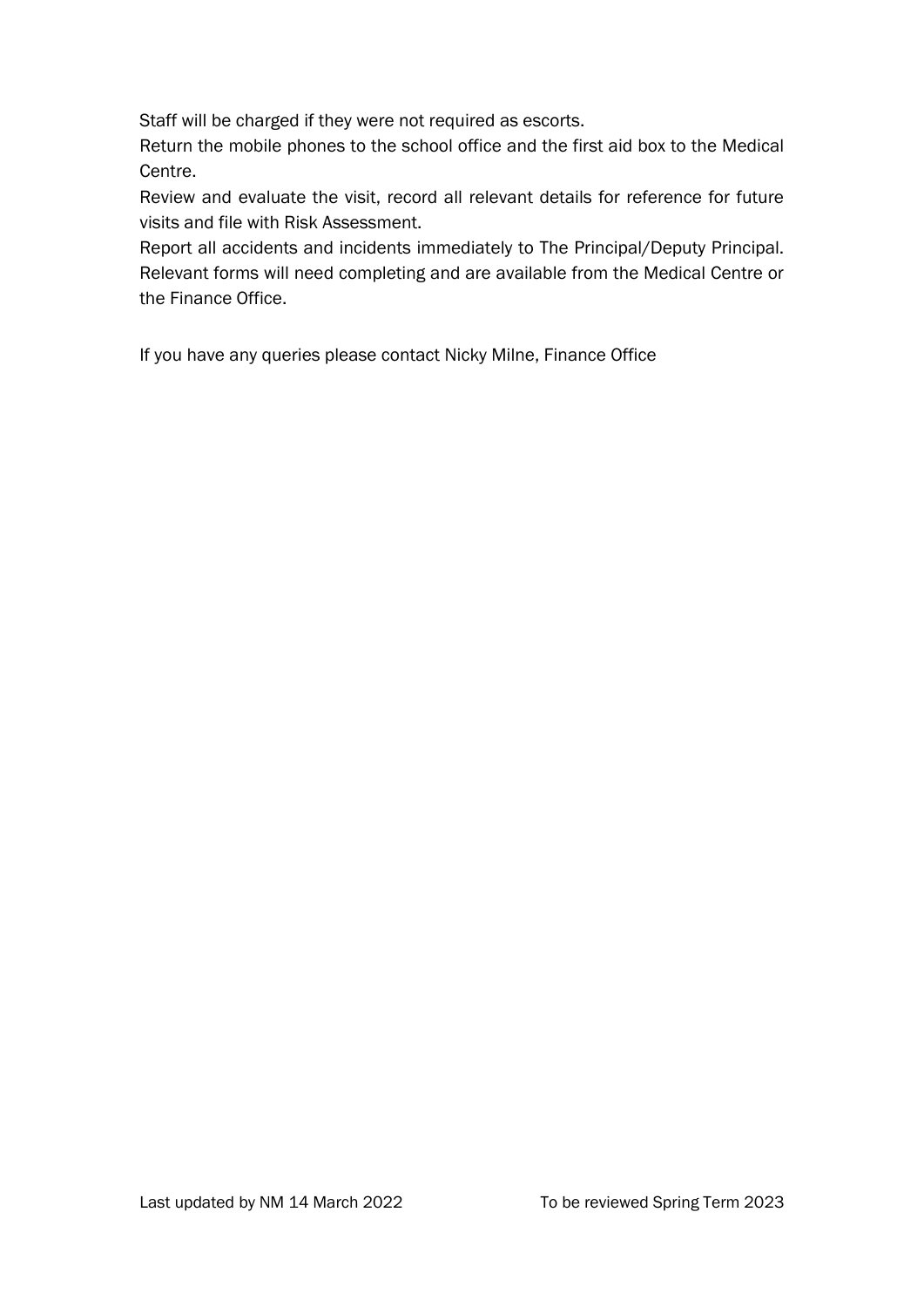Staff will be charged if they were not required as escorts.

Return the mobile phones to the school office and the first aid box to the Medical Centre.

Review and evaluate the visit, record all relevant details for reference for future visits and file with Risk Assessment.

Report all accidents and incidents immediately to The Principal/Deputy Principal. Relevant forms will need completing and are available from the Medical Centre or the Finance Office.

If you have any queries please contact Nicky Milne, Finance Office

Last updated by NM 14 March 2022 To be reviewed Spring Term 2023